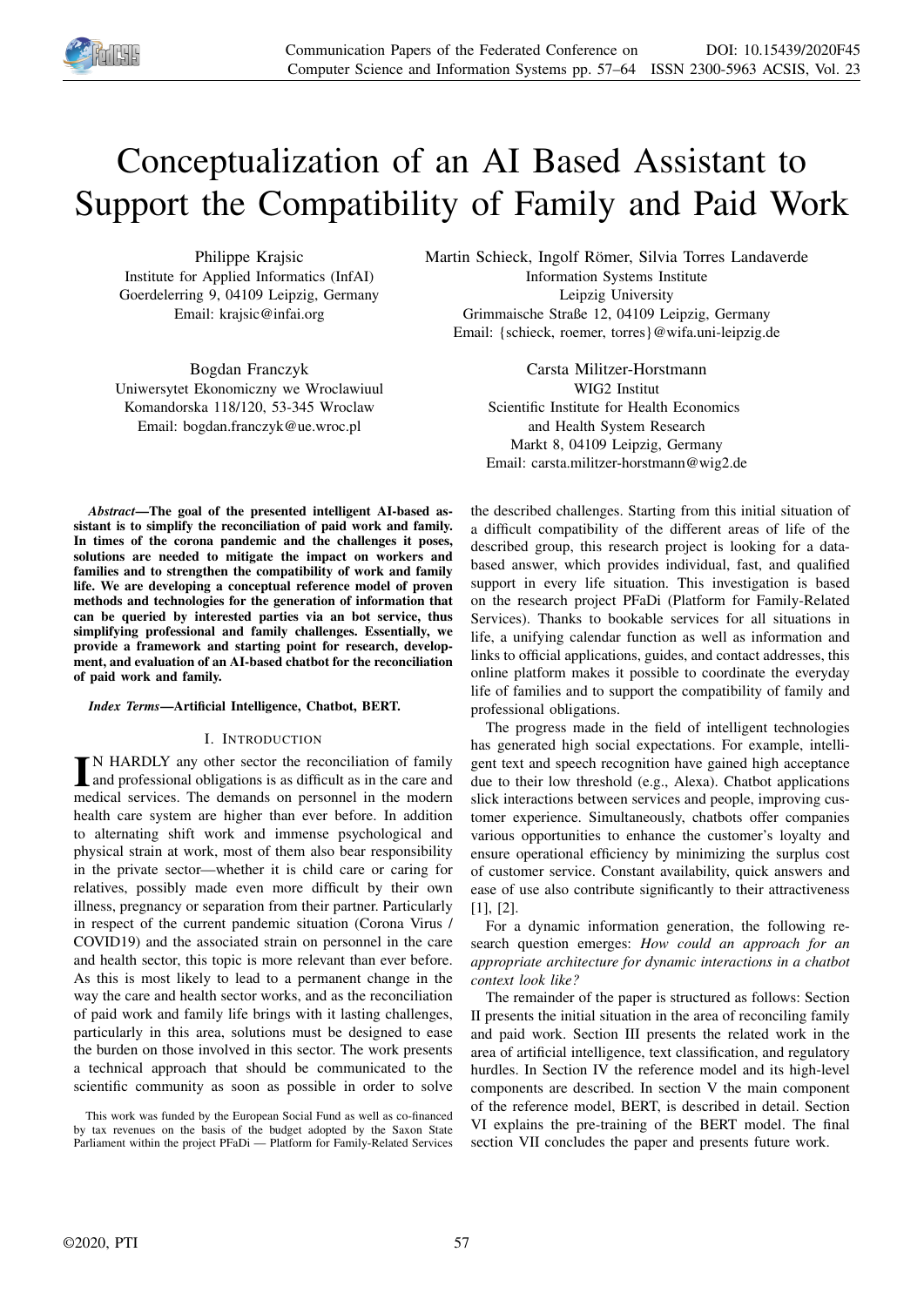# Conceptualization of an AI Based Assistant to Support the Compatibility of Family and Paid Work

Philippe Krajsic
Institute for Applied Informatics (InfAI)
Goerdelerring 9, 04109 Leipzig, Germany
Email: krajsic@infai.org

Martin Schieck, Ingolf Römer, Silvia Torres Landaverde
Information Systems Institute
Leipzig University
Grimmaische Straße 12, 04109 Leipzig, Germany
Email: {schieck, roemer, torres}@wifa.uni-leipzig.de

Bogdan Franczyk
Uniwersytet Ekonomiczny we Wroclawiuul
Komandorska 118/120, 53-345 Wroclaw
Email: bogdan.franczyk@ue.wroc.pl

Carsta Militzer-Horstmann
WIG2 Institut
Scientific Institute for Health Economics
and Health System Research
Markt 8, 04109 Leipzig, Germany
Email: carsta.militzer-horstmann@wig2.de

***Abstract*—The goal of the presented intelligent AI-based assistant is to simplify the reconciliation of paid work and family. In times of the corona pandemic and the challenges it poses, solutions are needed to mitigate the impact on workers and families and to strengthen the compatibility of work and family life. We are developing a conceptual reference model of proven methods and technologies for the generation of information that can be queried by interested parties via an bot service, thus simplifying professional and family challenges. Essentially, we provide a framework and starting point for research, development, and evaluation of an AI-based chatbot for the reconciliation of paid work and family.**

***Index Terms*—Artificial Intelligence, Chatbot, BERT.**

## I. Introduction

In HARDLY any other sector the reconciliation of family and professional obligations is as difficult as in the care and medical services. The demands on personnel in the modern health care system are higher than ever before. In addition to alternating shift work and immense psychological and physical strain at work, most of them also bear responsibility in the private sector—whether it is child care or caring for relatives, possibly made even more difficult by their own illness, pregnancy or separation from their partner. Particularly in respect of the current pandemic situation (Corona Virus / COVID19) and the associated strain on personnel in the care and health sector, this topic is more relevant than ever before. As this is most likely to lead to a permanent change in the way the care and health sector works, and as the reconciliation of paid work and family life brings with it lasting challenges, particularly in this area, solutions must be designed to ease the burden on those involved in this sector. The work presents a technical approach that should be communicated to the scientific community as soon as possible in order to solve the described challenges. Starting from this initial situation of a difficult compatibility of the different areas of life of the described group, this research project is looking for a data-based answer, which provides individual, fast, and qualified support in every life situation. This investigation is based on the research project PFaDi (Platform for Family-Related Services). Thanks to bookable services for all situations in life, a unifying calendar function as well as information and links to official applications, guides, and contact addresses, this online platform makes it possible to coordinate the everyday life of families and to support the compatibility of family and professional obligations.

The progress made in the field of intelligent technologies has generated high social expectations. For example, intelligent text and speech recognition have gained high acceptance due to their low threshold (e.g., Alexa). Chatbot applications slick interactions between services and people, improving customer experience. Simultaneously, chatbots offer companies various opportunities to enhance the customer's loyalty and ensure operational efficiency by minimizing the surplus cost of customer service. Constant availability, quick answers and ease of use also contribute significantly to their attractiveness [1], [2].

For a dynamic information generation, the following research question emerges: *How could an approach for an appropriate architecture for dynamic interactions in a chatbot context look like?*

The remainder of the paper is structured as follows: Section II presents the initial situation in the area of reconciling family and paid work. Section III presents the related work in the area of artificial intelligence, text classification, and regulatory hurdles. In Section IV the reference model and its high-level components are described. In section V the main component of the reference model, BERT, is described in detail. Section VI explains the pre-training of the BERT model. The final section VII concludes the paper and presents future work.

This work was funded by the European Social Fund as well as co-financed by tax revenues on the basis of the budget adopted by the Saxon State Parliament within the project PFaDi — Platform for Family-Related Services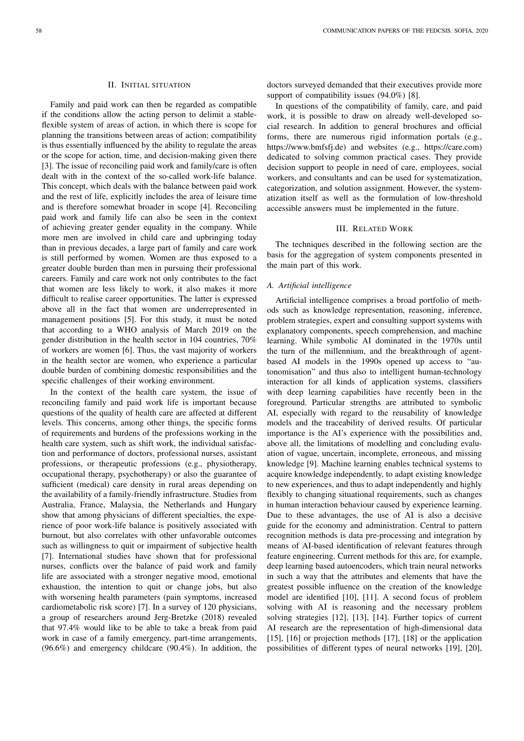## II. Initial situation

Family and paid work can then be regarded as compatible if the conditions allow the acting person to delimit a stable-flexible system of areas of action, in which there is scope for planning the transitions between areas of action; compatibility is thus essentially influenced by the ability to regulate the areas or the scope for action, time, and decision-making given there [3]. The issue of reconciling paid work and family/care is often dealt with in the context of the so-called work-life balance. This concept, which deals with the balance between paid work and the rest of life, explicitly includes the area of leisure time and is therefore somewhat broader in scope [4]. Reconciling paid work and family life can also be seen in the context of achieving greater gender equality in the company. While more men are involved in child care and upbringing today than in previous decades, a large part of family and care work is still performed by women. Women are thus exposed to a greater double burden than men in pursuing their professional careers. Family and care work not only contributes to the fact that women are less likely to work, it also makes it more difficult to realise career opportunities. The latter is expressed above all in the fact that women are underrepresented in management positions [5]. For this study, it must be noted that according to a WHO analysis of March 2019 on the gender distribution in the health sector in 104 countries, 70% of workers are women [6]. Thus, the vast majority of workers in the health sector are women, who experience a particular double burden of combining domestic responsibilities and the specific challenges of their working environment.

In the context of the health care system, the issue of reconciling family and paid work life is important because questions of the quality of health care are affected at different levels. This concerns, among other things, the specific forms of requirements and burdens of the professions working in the health care system, such as shift work, the individual satisfaction and performance of doctors, professional nurses, assistant professions, or therapeutic professions (e.g., physiotherapy, occupational therapy, psychotherapy) or also the guarantee of sufficient (medical) care density in rural areas depending on the availability of a family-friendly infrastructure. Studies from Australia, France, Malaysia, the Netherlands and Hungary show that among physicians of different specialties, the experience of poor work-life balance is positively associated with burnout, but also correlates with other unfavorable outcomes such as willingness to quit or impairment of subjective health [7]. International studies have shown that for professional nurses, conflicts over the balance of paid work and family life are associated with a stronger negative mood, emotional exhaustion, the intention to quit or change jobs, but also with worsening health parameters (pain symptoms, increased cardiometabolic risk score) [7]. In a survey of 120 physicians, a group of researchers around Jerg-Bretzke (2018) revealed that 97.4% would like to be able to take a break from paid work in case of a family emergency, part-time arrangements, (96.6%) and emergency childcare (90.4%). In addition, the doctors surveyed demanded that their executives provide more support of compatibility issues (94.0%) [8].

In questions of the compatibility of family, care, and paid work, it is possible to draw on already well-developed social research. In addition to general brochures and official forms, there are numerous rigid information portals (e.g., https://www.bmfsfj.de) and websites (e.g., https://care.com) dedicated to solving common practical cases. They provide decision support to people in need of care, employees, social workers, and consultants and can be used for systematization, categorization, and solution assignment. However, the systematization itself as well as the formulation of low-threshold accessible answers must be implemented in the future.

## III. Related Work

The techniques described in the following section are the basis for the aggregation of system components presented in the main part of this work.

### *A. Artificial intelligence*

Artificial intelligence comprises a broad portfolio of methods such as knowledge representation, reasoning, inference, problem strategies, expert and consulting support systems with explanatory components, speech comprehension, and machine learning. While symbolic AI dominated in the 1970s until the turn of the millennium, and the breakthrough of agent-based AI models in the 1990s opened up access to "autonomisation" and thus also to intelligent human-technology interaction for all kinds of application systems, classifiers with deep learning capabilities have recently been in the foreground. Particular strengths are attributed to symbolic AI, especially with regard to the reusability of knowledge models and the traceability of derived results. Of particular importance is the AI's experience with the possibilities and, above all, the limitations of modelling and concluding evaluation of vague, uncertain, incomplete, erroneous, and missing knowledge [9]. Machine learning enables technical systems to acquire knowledge independently, to adapt existing knowledge to new experiences, and thus to adapt independently and highly flexibly to changing situational requirements, such as changes in human interaction behaviour caused by experience learning. Due to these advantages, the use of AI is also a decisive guide for the economy and administration. Central to pattern recognition methods is data pre-processing and integration by means of AI-based identification of relevant features through feature engineering. Current methods for this are, for example, deep learning based autoencoders, which train neural networks in such a way that the attributes and elements that have the greatest possible influence on the creation of the knowledge model are identified [10], [11]. A second focus of problem solving with AI is reasoning and the necessary problem solving strategies [12], [13], [14]. Further topics of current AI research are the representation of high-dimensional data [15], [16] or projection methods [17], [18] or the application possibilities of different types of neural networks [19], [20],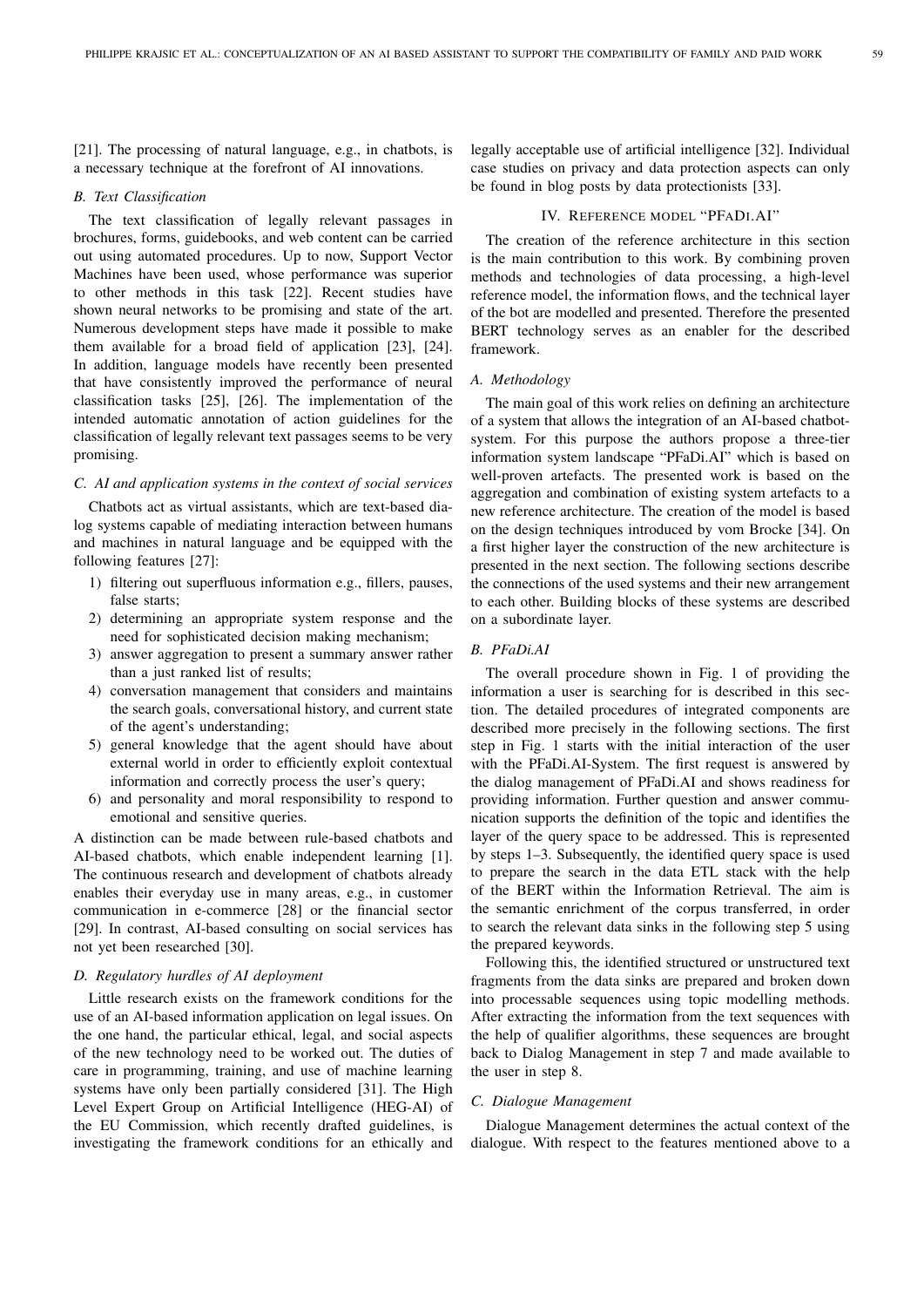[21]. The processing of natural language, e.g., in chatbots, is a necessary technique at the forefront of AI innovations.

### *B. Text Classification*

The text classification of legally relevant passages in brochures, forms, guidebooks, and web content can be carried out using automated procedures. Up to now, Support Vector Machines have been used, whose performance was superior to other methods in this task [22]. Recent studies have shown neural networks to be promising and state of the art. Numerous development steps have made it possible to make them available for a broad field of application [23], [24]. In addition, language models have recently been presented that have consistently improved the performance of neural classification tasks [25], [26]. The implementation of the intended automatic annotation of action guidelines for the classification of legally relevant text passages seems to be very promising.

### *C. AI and application systems in the context of social services*

Chatbots act as virtual assistants, which are text-based dialog systems capable of mediating interaction between humans and machines in natural language and be equipped with the following features [27]:

1) filtering out superfluous information e.g., fillers, pauses, false starts;
2) determining an appropriate system response and the need for sophisticated decision making mechanism;
3) answer aggregation to present a summary answer rather than a just ranked list of results;
4) conversation management that considers and maintains the search goals, conversational history, and current state of the agent's understanding;
5) general knowledge that the agent should have about external world in order to efficiently exploit contextual information and correctly process the user's query;
6) and personality and moral responsibility to respond to emotional and sensitive queries.

A distinction can be made between rule-based chatbots and AI-based chatbots, which enable independent learning [1]. The continuous research and development of chatbots already enables their everyday use in many areas, e.g., in customer communication in e-commerce [28] or the financial sector [29]. In contrast, AI-based consulting on social services has not yet been researched [30].

### *D. Regulatory hurdles of AI deployment*

Little research exists on the framework conditions for the use of an AI-based information application on legal issues. On the one hand, the particular ethical, legal, and social aspects of the new technology need to be worked out. The duties of care in programming, training, and use of machine learning systems have only been partially considered [31]. The High Level Expert Group on Artificial Intelligence (HEG-AI) of the EU Commission, which recently drafted guidelines, is investigating the framework conditions for an ethically and legally acceptable use of artificial intelligence [32]. Individual case studies on privacy and data protection aspects can only be found in blog posts by data protectionists [33].

## IV. Reference model "PFaDi.AI"

The creation of the reference architecture in this section is the main contribution to this work. By combining proven methods and technologies of data processing, a high-level reference model, the information flows, and the technical layer of the bot are modelled and presented. Therefore the presented BERT technology serves as an enabler for the described framework.

### *A. Methodology*

The main goal of this work relies on defining an architecture of a system that allows the integration of an AI-based chatbot-system. For this purpose the authors propose a three-tier information system landscape "PFaDi.AI" which is based on well-proven artefacts. The presented work is based on the aggregation and combination of existing system artefacts to a new reference architecture. The creation of the model is based on the design techniques introduced by vom Brocke [34]. On a first higher layer the construction of the new architecture is presented in the next section. The following sections describe the connections of the used systems and their new arrangement to each other. Building blocks of these systems are described on a subordinate layer.

### *B. PFaDi.AI*

The overall procedure shown in Fig. 1 of providing the information a user is searching for is described in this section. The detailed procedures of integrated components are described more precisely in the following sections. The first step in Fig. 1 starts with the initial interaction of the user with the PFaDi.AI-System. The first request is answered by the dialog management of PFaDi.AI and shows readiness for providing information. Further question and answer communication supports the definition of the topic and identifies the layer of the query space to be addressed. This is represented by steps 1–3. Subsequently, the identified query space is used to prepare the search in the data ETL stack with the help of the BERT within the Information Retrieval. The aim is the semantic enrichment of the corpus transferred, in order to search the relevant data sinks in the following step 5 using the prepared keywords.

Following this, the identified structured or unstructured text fragments from the data sinks are prepared and broken down into processable sequences using topic modelling methods. After extracting the information from the text sequences with the help of qualifier algorithms, these sequences are brought back to Dialog Management in step 7 and made available to the user in step 8.

### *C. Dialogue Management*

Dialogue Management determines the actual context of the dialogue. With respect to the features mentioned above to a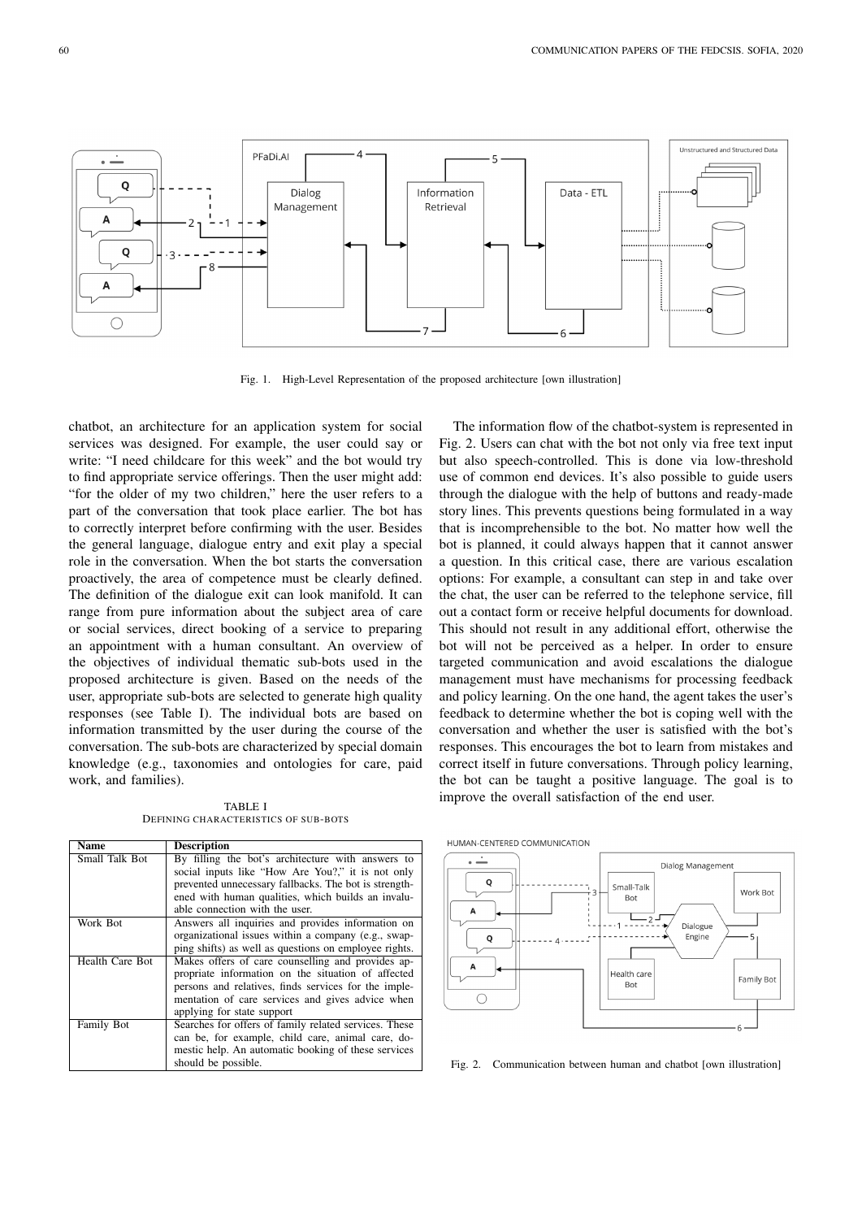Fig. 1. High-Level Representation of the proposed architecture [own illustration]

chatbot, an architecture for an application system for social services was designed. For example, the user could say or write: "I need childcare for this week" and the bot would try to find appropriate service offerings. Then the user might add: "for the older of my two children," here the user refers to a part of the conversation that took place earlier. The bot has to correctly interpret before confirming with the user. Besides the general language, dialogue entry and exit play a special role in the conversation. When the bot starts the conversation proactively, the area of competence must be clearly defined. The definition of the dialogue exit can look manifold. It can range from pure information about the subject area of care or social services, direct booking of a service to preparing an appointment with a human consultant. An overview of the objectives of individual thematic sub-bots used in the proposed architecture is given. Based on the needs of the user, appropriate sub-bots are selected to generate high quality responses (see Table I). The individual bots are based on information transmitted by the user during the course of the conversation. The sub-bots are characterized by special domain knowledge (e.g., taxonomies and ontologies for care, paid work, and families).

TABLE I
DEFINING CHARACTERISTICS OF SUB-BOTS

| Name | Description |
|---|---|
| Small Talk Bot | By filling the bot's architecture with answers to social inputs like "How Are You?," it is not only prevented unnecessary fallbacks. The bot is strengthened with human qualities, which builds an invaluable connection with the user. |
| Work Bot | Answers all inquiries and provides information on organizational issues within a company (e.g., swapping shifts) as well as questions on employee rights. |
| Health Care Bot | Makes offers of care counselling and provides appropriate information on the situation of affected persons and relatives, finds services for the implementation of care services and gives advice when applying for state support |
| Family Bot | Searches for offers of family related services. These can be, for example, child care, animal care, domestic help. An automatic booking of these services should be possible. |

The information flow of the chatbot-system is represented in Fig. 2. Users can chat with the bot not only via free text input but also speech-controlled. This is done via low-threshold use of common end devices. It's also possible to guide users through the dialogue with the help of buttons and ready-made story lines. This prevents questions being formulated in a way that is incomprehensible to the bot. No matter how well the bot is planned, it could always happen that it cannot answer a question. In this critical case, there are various escalation options: For example, a consultant can step in and take over the chat, the user can be referred to the telephone service, fill out a contact form or receive helpful documents for download. This should not result in any additional effort, otherwise the bot will not be perceived as a helper. In order to ensure targeted communication and avoid escalations the dialogue management must have mechanisms for processing feedback and policy learning. On the one hand, the agent takes the user's feedback to determine whether the bot is coping well with the conversation and whether the user is satisfied with the bot's responses. This encourages the bot to learn from mistakes and correct itself in future conversations. Through policy learning, the bot can be taught a positive language. The goal is to improve the overall satisfaction of the end user.

Fig. 2. Communication between human and chatbot [own illustration]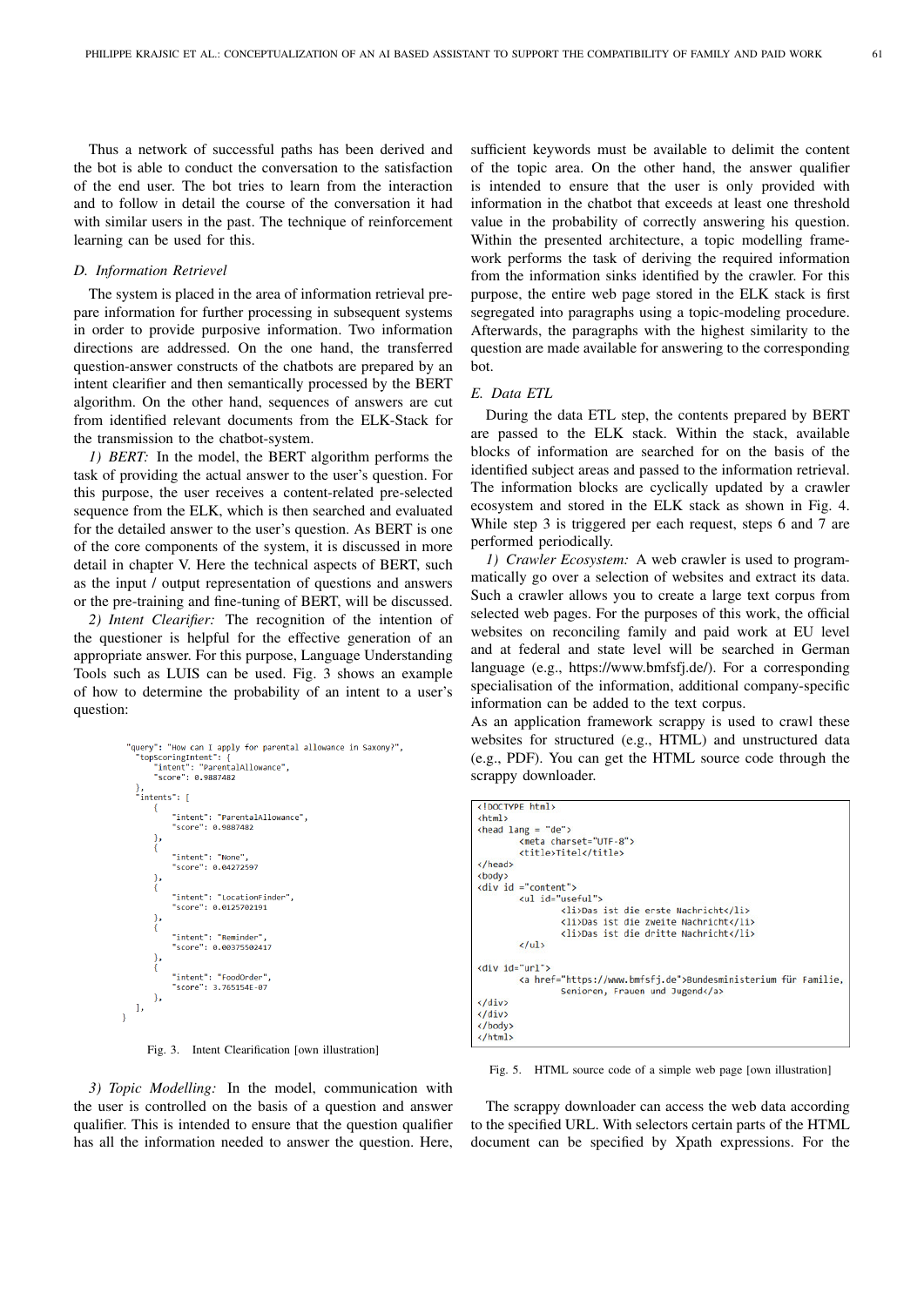Thus a network of successful paths has been derived and the bot is able to conduct the conversation to the satisfaction of the end user. The bot tries to learn from the interaction and to follow in detail the course of the conversation it had with similar users in the past. The technique of reinforcement learning can be used for this.

### D. Information Retrievel

The system is placed in the area of information retrieval prepare information for further processing in subsequent systems in order to provide purposive information. Two information directions are addressed. On the one hand, the transferred question-answer constructs of the chatbots are prepared by an intent clearifier and then semantically processed by the BERT algorithm. On the other hand, sequences of answers are cut from identified relevant documents from the ELK-Stack for the transmission to the chatbot-system.

*1) BERT:* In the model, the BERT algorithm performs the task of providing the actual answer to the user's question. For this purpose, the user receives a content-related pre-selected sequence from the ELK, which is then searched and evaluated for the detailed answer to the user's question. As BERT is one of the core components of the system, it is discussed in more detail in chapter V. Here the technical aspects of BERT, such as the input / output representation of questions and answers or the pre-training and fine-tuning of BERT, will be discussed.

*2) Intent Clearifier:* The recognition of the intention of the questioner is helpful for the effective generation of an appropriate answer. For this purpose, Language Understanding Tools such as LUIS can be used. Fig. 3 shows an example of how to determine the probability of an intent to a user's question:

```
"query": "How can I apply for parental allowance in Saxony?",
  "topScoringIntent": {
      "intent": "ParentalAllowance",
      "score": 0.9887482
  },
  "intents": [
      {
          "intent": "ParentalAllowance",
          "score": 0.9887482
      },
      {
          "intent": "None",
          "score": 0.04272597
      },
      {
          "intent": "LocationFinder",
          "score": 0.0125702191
      },
      {
          "intent": "Reminder",
          "score": 0.00375502417
      },
      {
          "intent": "FoodOrder",
          "score": 3.765154E-07
      },
  ],
}
```

Fig. 3. Intent Clearification [own illustration]

*3) Topic Modelling:* In the model, communication with the user is controlled on the basis of a question and answer qualifier. This is intended to ensure that the question qualifier has all the information needed to answer the question. Here, sufficient keywords must be available to delimit the content of the topic area. On the other hand, the answer qualifier is intended to ensure that the user is only provided with information in the chatbot that exceeds at least one threshold value in the probability of correctly answering his question. Within the presented architecture, a topic modelling framework performs the task of deriving the required information from the information sinks identified by the crawler. For this purpose, the entire web page stored in the ELK stack is first segregated into paragraphs using a topic-modeling procedure. Afterwards, the paragraphs with the highest similarity to the question are made available for answering to the corresponding bot.

### E. Data ETL

During the data ETL step, the contents prepared by BERT are passed to the ELK stack. Within the stack, available blocks of information are searched for on the basis of the identified subject areas and passed to the information retrieval. The information blocks are cyclically updated by a crawler ecosystem and stored in the ELK stack as shown in Fig. 4. While step 3 is triggered per each request, steps 6 and 7 are performed periodically.

*1) Crawler Ecosystem:* A web crawler is used to programmatically go over a selection of websites and extract its data. Such a crawler allows you to create a large text corpus from selected web pages. For the purposes of this work, the official websites on reconciling family and paid work at EU level and at federal and state level will be searched in German language (e.g., https://www.bmfsfj.de/). For a corresponding specialisation of the information, additional company-specific information can be added to the text corpus.

As an application framework scrappy is used to crawl these websites for structured (e.g., HTML) and unstructured data (e.g., PDF). You can get the HTML source code through the scrappy downloader.

```
<!DOCTYPE html>
<html>
<head lang = "de">
        <meta charset="UTF-8">
        <title>Titel</title>
</head>
<body>
<div id ="content">
        <ul id="useful">
                <li>Das ist die erste Nachricht</li>
                <li>Das ist die zweite Nachricht</li>
                <li>Das ist die dritte Nachricht</li>
        </ul>

<div id="url">
        <a href="https://www.bmfsfj.de">Bundesministerium für Familie,
                Senioren, Frauen und Jugend</a>
</div>
</div>
</body>
</html>
```

Fig. 5. HTML source code of a simple web page [own illustration]

The scrappy downloader can access the web data according to the specified URL. With selectors certain parts of the HTML document can be specified by Xpath expressions. For the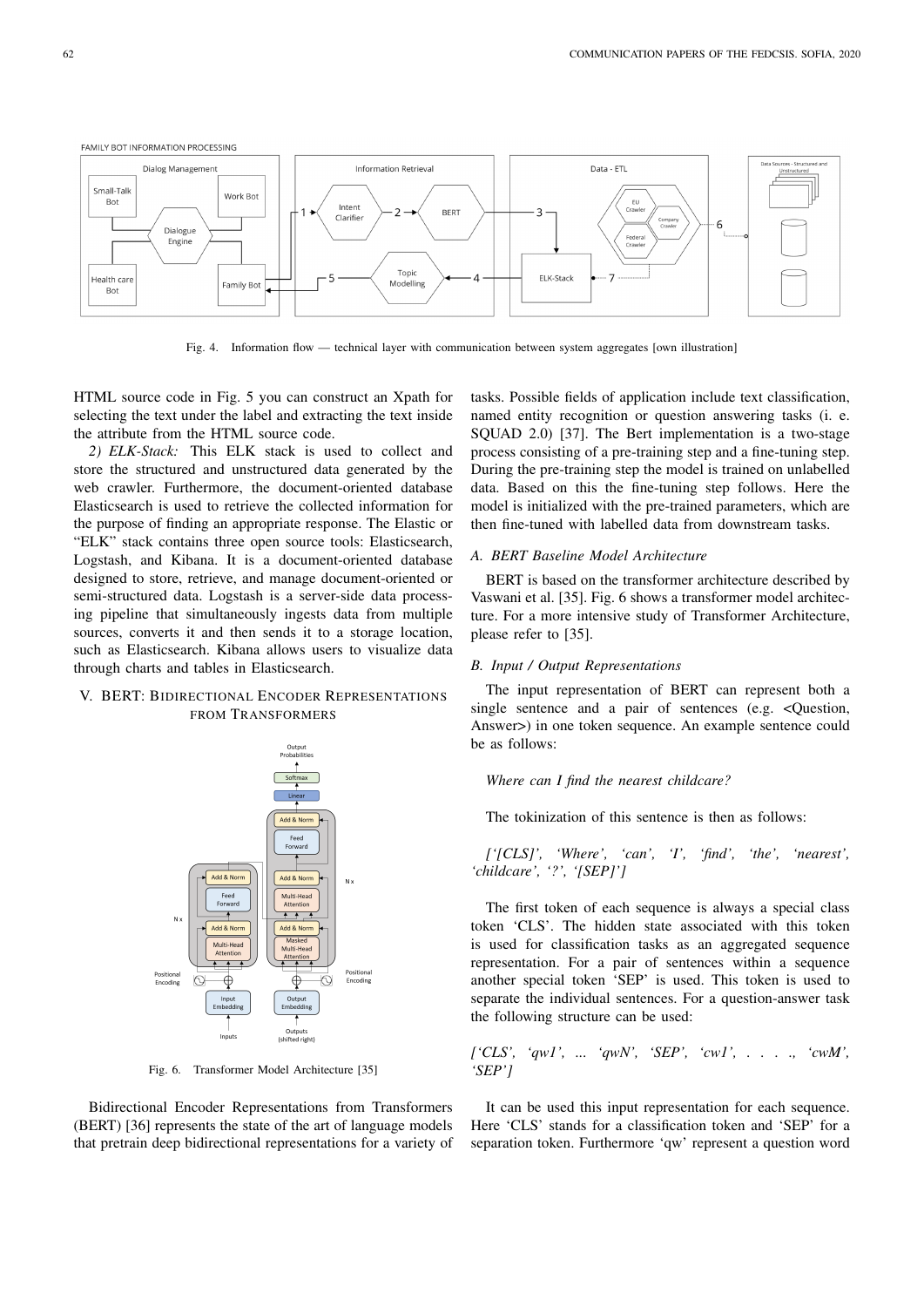Fig. 4. Information flow — technical layer with communication between system aggregates [own illustration]

HTML source code in Fig. 5 you can construct an Xpath for selecting the text under the label and extracting the text inside the attribute from the HTML source code.

*2) ELK-Stack:* This ELK stack is used to collect and store the structured and unstructured data generated by the web crawler. Furthermore, the document-oriented database Elasticsearch is used to retrieve the collected information for the purpose of finding an appropriate response. The Elastic or "ELK" stack contains three open source tools: Elasticsearch, Logstash, and Kibana. It is a document-oriented database designed to store, retrieve, and manage document-oriented or semi-structured data. Logstash is a server-side data processing pipeline that simultaneously ingests data from multiple sources, converts it and then sends it to a storage location, such as Elasticsearch. Kibana allows users to visualize data through charts and tables in Elasticsearch.

## V. BERT: Bidirectional Encoder Representations from Transformers

Fig. 6. Transformer Model Architecture [35]

Bidirectional Encoder Representations from Transformers (BERT) [36] represents the state of the art of language models that pretrain deep bidirectional representations for a variety of tasks. Possible fields of application include text classification, named entity recognition or question answering tasks (i. e. SQUAD 2.0) [37]. The Bert implementation is a two-stage process consisting of a pre-training step and a fine-tuning step. During the pre-training step the model is trained on unlabelled data. Based on this the fine-tuning step follows. Here the model is initialized with the pre-trained parameters, which are then fine-tuned with labelled data from downstream tasks.

### A. BERT Baseline Model Architecture

BERT is based on the transformer architecture described by Vaswani et al. [35]. Fig. 6 shows a transformer model architecture. For a more intensive study of Transformer Architecture, please refer to [35].

### B. Input / Output Representations

The input representation of BERT can represent both a single sentence and a pair of sentences (e.g. <Question, Answer>) in one token sequence. An example sentence could be as follows:

*Where can I find the nearest childcare?*

The tokinization of this sentence is then as follows:

*['[CLS]', 'Where', 'can', 'I', 'find', 'the', 'nearest', 'childcare', '?', '[SEP]']*

The first token of each sequence is always a special class token 'CLS'. The hidden state associated with this token is used for classification tasks as an aggregated sequence representation. For a pair of sentences within a sequence another special token 'SEP' is used. This token is used to separate the individual sentences. For a question-answer task the following structure can be used:

*['CLS', 'qw1', ... 'qwN', 'SEP', 'cw1', . . . ., 'cwM', 'SEP']*

It can be used this input representation for each sequence. Here 'CLS' stands for a classification token and 'SEP' for a separation token. Furthermore 'qw' represent a question word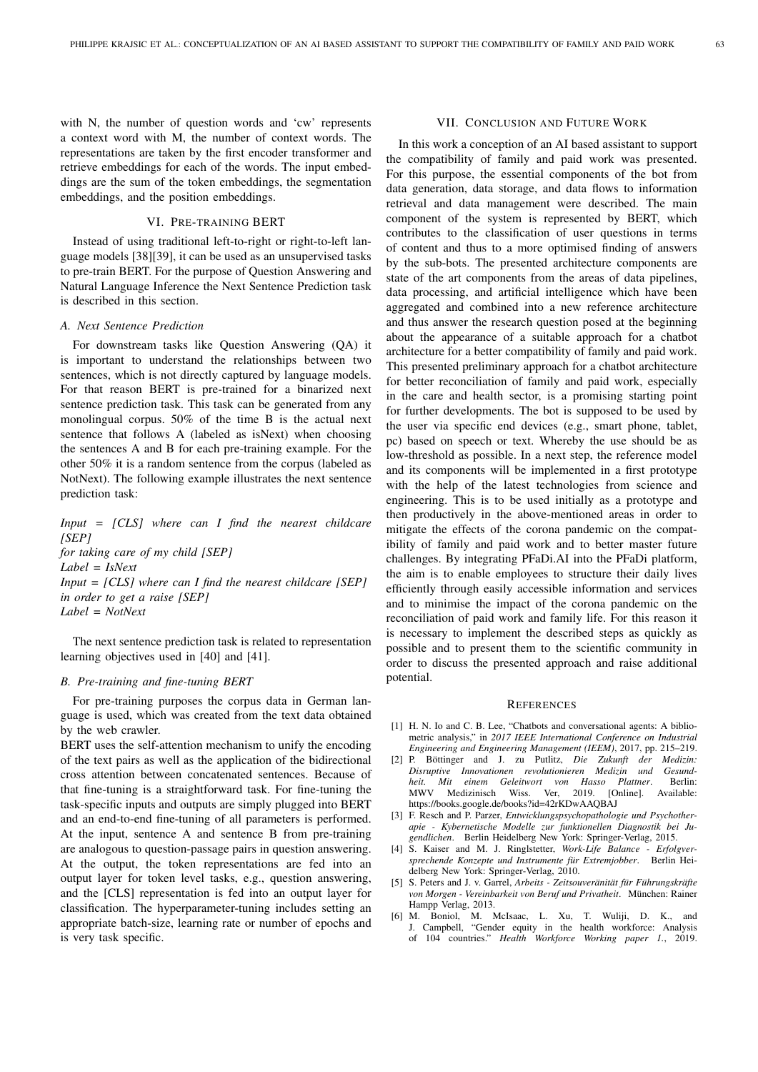with N, the number of question words and 'cw' represents a context word with M, the number of context words. The representations are taken by the first encoder transformer and retrieve embeddings for each of the words. The input embeddings are the sum of the token embeddings, the segmentation embeddings, and the position embeddings.

## VI. Pre-training BERT

Instead of using traditional left-to-right or right-to-left language models [38][39], it can be used as an unsupervised tasks to pre-train BERT. For the purpose of Question Answering and Natural Language Inference the Next Sentence Prediction task is described in this section.

### A. Next Sentence Prediction

For downstream tasks like Question Answering (QA) it is important to understand the relationships between two sentences, which is not directly captured by language models. For that reason BERT is pre-trained for a binarized next sentence prediction task. This task can be generated from any monolingual corpus. 50% of the time B is the actual next sentence that follows A (labeled as isNext) when choosing the sentences A and B for each pre-training example. For the other 50% it is a random sentence from the corpus (labeled as NotNext). The following example illustrates the next sentence prediction task:

*Input = [CLS] where can I find the nearest childcare [SEP]*
*for taking care of my child [SEP]*
*Label = IsNext*
*Input = [CLS] where can I find the nearest childcare [SEP]*
*in order to get a raise [SEP]*
*Label = NotNext*

The next sentence prediction task is related to representation learning objectives used in [40] and [41].

### B. Pre-training and fine-tuning BERT

For pre-training purposes the corpus data in German language is used, which was created from the text data obtained by the web crawler.

BERT uses the self-attention mechanism to unify the encoding of the text pairs as well as the application of the bidirectional cross attention between concatenated sentences. Because of that fine-tuning is a straightforward task. For fine-tuning the task-specific inputs and outputs are simply plugged into BERT and an end-to-end fine-tuning of all parameters is performed. At the input, sentence A and sentence B from pre-training are analogous to question-passage pairs in question answering. At the output, the token representations are fed into an output layer for token level tasks, e.g., question answering, and the [CLS] representation is fed into an output layer for classification. The hyperparameter-tuning includes setting an appropriate batch-size, learning rate or number of epochs and is very task specific.

## VII. Conclusion and Future Work

In this work a conception of an AI based assistant to support the compatibility of family and paid work was presented. For this purpose, the essential components of the bot from data generation, data storage, and data flows to information retrieval and data management were described. The main component of the system is represented by BERT, which contributes to the classification of user questions in terms of content and thus to a more optimised finding of answers by the sub-bots. The presented architecture components are state of the art components from the areas of data pipelines, data processing, and artificial intelligence which have been aggregated and combined into a new reference architecture and thus answer the research question posed at the beginning about the appearance of a suitable approach for a chatbot architecture for a better compatibility of family and paid work. This presented preliminary approach for a chatbot architecture for better reconciliation of family and paid work, especially in the care and health sector, is a promising starting point for further developments. The bot is supposed to be used by the user via specific end devices (e.g., smart phone, tablet, pc) based on speech or text. Whereby the use should be as low-threshold as possible. In a next step, the reference model and its components will be implemented in a first prototype with the help of the latest technologies from science and engineering. This is to be used initially as a prototype and then productively in the above-mentioned areas in order to mitigate the effects of the corona pandemic on the compatibility of family and paid work and to better master future challenges. By integrating PFaDi.AI into the PFaDi platform, the aim is to enable employees to structure their daily lives efficiently through easily accessible information and services and to minimise the impact of the corona pandemic on the reconciliation of paid work and family life. For this reason it is necessary to implement the described steps as quickly as possible and to present them to the scientific community in order to discuss the presented approach and raise additional potential.

## References

[1] H. N. Io and C. B. Lee, "Chatbots and conversational agents: A bibliometric analysis," in *2017 IEEE International Conference on Industrial Engineering and Engineering Management (IEEM)*, 2017, pp. 215–219.

[2] P. Böttinger and J. zu Putlitz, *Die Zukunft der Medizin: Disruptive Innovationen revolutionieren Medizin und Gesundheit. Mit einem Geleitwort von Hasso Plattner*. Berlin: MWV Medizinisch Wiss. Ver, 2019. [Online]. Available: https://books.google.de/books?id=42rKDwAAQBAJ

[3] F. Resch and P. Parzer, *Entwicklungspsychopathologie und Psychotherapie - Kybernetische Modelle zur funktionellen Diagnostik bei Jugendlichen*. Berlin Heidelberg New York: Springer-Verlag, 2015.

[4] S. Kaiser and M. J. Ringlstetter, *Work-Life Balance - Erfolgversprechende Konzepte und Instrumente für Extremjobber*. Berlin Heidelberg New York: Springer-Verlag, 2010.

[5] S. Peters and J. v. Garrel, *Arbeits - Zeitsouveränität für Führungskräfte von Morgen - Vereinbarkeit von Beruf und Privatheit*. München: Rainer Hampp Verlag, 2013.

[6] M. Boniol, M. McIsaac, L. Xu, T. Wuliji, D. K., and J. Campbell, "Gender equity in the health workforce: Analysis of 104 countries." *Health Workforce Working paper 1.*, 2019.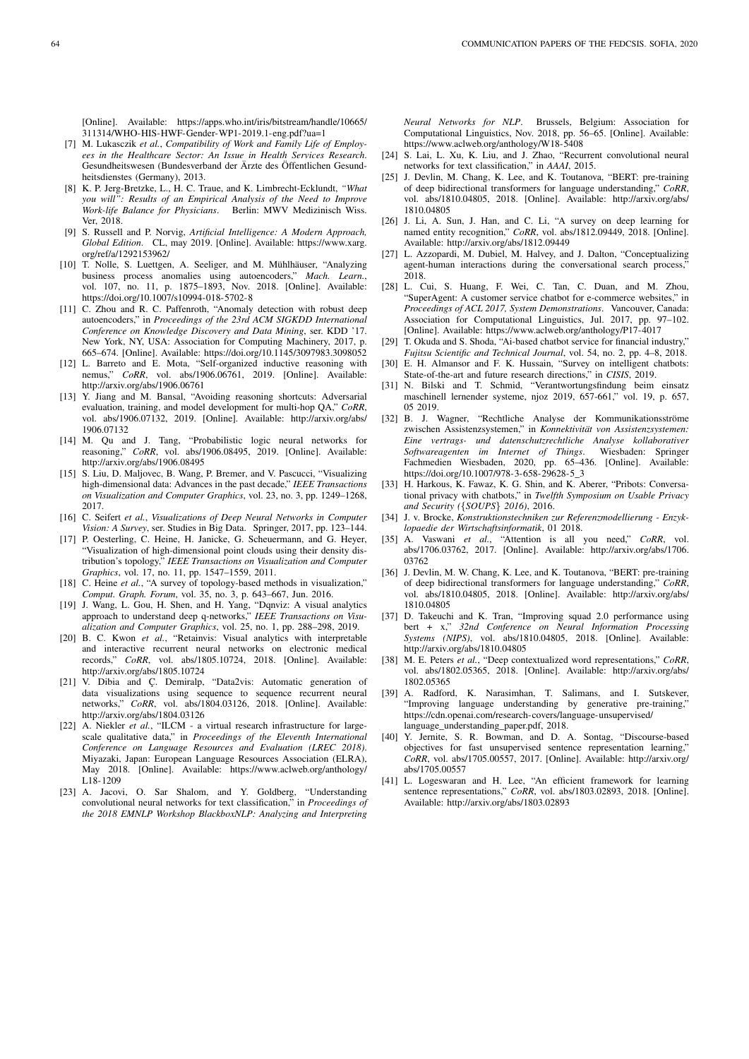[Online]. Available: https://apps.who.int/iris/bitstream/handle/10665/311314/WHO-HIS-HWF-Gender-WP1-2019.1-eng.pdf?ua=1

[7] M. Lukasczik *et al.*, *Compatibility of Work and Family Life of Employees in the Healthcare Sector: An Issue in Health Services Research*. Gesundheitswesen (Bundesverband der Ärzte des Öffentlichen Gesundheitsdienstes (Germany), 2013.

[8] K. P. Jerg-Bretzke, L., H. C. Traue, and K. Limbrecht-Ecklundt, *"What you will": Results of an Empirical Analysis of the Need to Improve Work-life Balance for Physicians*. Berlin: MWV Medizinisch Wiss. Ver, 2018.

[9] S. Russell and P. Norvig, *Artificial Intelligence: A Modern Approach, Global Edition*. CL, may 2019. [Online]. Available: https://www.xarg.org/ref/a/1292153962/

[10] T. Nolle, S. Luettgen, A. Seeliger, and M. Mühlhäuser, "Analyzing business process anomalies using autoencoders," *Mach. Learn.*, vol. 107, no. 11, p. 1875–1893, Nov. 2018. [Online]. Available: https://doi.org/10.1007/s10994-018-5702-8

[11] C. Zhou and R. C. Paffenroth, "Anomaly detection with robust deep autoencoders," in *Proceedings of the 23rd ACM SIGKDD International Conference on Knowledge Discovery and Data Mining*, ser. KDD '17. New York, NY, USA: Association for Computing Machinery, 2017, p. 665–674. [Online]. Available: https://doi.org/10.1145/3097983.3098052

[12] L. Barreto and E. Mota, "Self-organized inductive reasoning with nemus," *CoRR*, vol. abs/1906.06761, 2019. [Online]. Available: http://arxiv.org/abs/1906.06761

[13] Y. Jiang and M. Bansal, "Avoiding reasoning shortcuts: Adversarial evaluation, training, and model development for multi-hop QA," *CoRR*, vol. abs/1906.07132, 2019. [Online]. Available: http://arxiv.org/abs/1906.07132

[14] M. Qu and J. Tang, "Probabilistic logic neural networks for reasoning," *CoRR*, vol. abs/1906.08495, 2019. [Online]. Available: http://arxiv.org/abs/1906.08495

[15] S. Liu, D. Maljovec, B. Wang, P. Bremer, and V. Pascucci, "Visualizing high-dimensional data: Advances in the past decade," *IEEE Transactions on Visualization and Computer Graphics*, vol. 23, no. 3, pp. 1249–1268, 2017.

[16] C. Seifert *et al.*, *Visualizations of Deep Neural Networks in Computer Vision: A Survey*, ser. Studies in Big Data. Springer, 2017, pp. 123–144.

[17] P. Oesterling, C. Heine, H. Janicke, G. Scheuermann, and G. Heyer, "Visualization of high-dimensional point clouds using their density distribution's topology," *IEEE Transactions on Visualization and Computer Graphics*, vol. 17, no. 11, pp. 1547–1559, 2011.

[18] C. Heine *et al.*, "A survey of topology-based methods in visualization," *Comput. Graph. Forum*, vol. 35, no. 3, p. 643–667, Jun. 2016.

[19] J. Wang, L. Gou, H. Shen, and H. Yang, "Dqnviz: A visual analytics approach to understand deep q-networks," *IEEE Transactions on Visualization and Computer Graphics*, vol. 25, no. 1, pp. 288–298, 2019.

[20] B. C. Kwon *et al.*, "Retainvis: Visual analytics with interpretable and interactive recurrent neural networks on electronic medical records," *CoRR*, vol. abs/1805.10724, 2018. [Online]. Available: http://arxiv.org/abs/1805.10724

[21] V. Dibia and Ç. Demiralp, "Data2vis: Automatic generation of data visualizations using sequence to sequence recurrent neural networks," *CoRR*, vol. abs/1804.03126, 2018. [Online]. Available: http://arxiv.org/abs/1804.03126

[22] A. Niekler *et al.*, "ILCM - a virtual research infrastructure for large-scale qualitative data," in *Proceedings of the Eleventh International Conference on Language Resources and Evaluation (LREC 2018)*. Miyazaki, Japan: European Language Resources Association (ELRA), May 2018. [Online]. Available: https://www.aclweb.org/anthology/L18-1209

[23] A. Jacovi, O. Sar Shalom, and Y. Goldberg, "Understanding convolutional neural networks for text classification," in *Proceedings of the 2018 EMNLP Workshop BlackboxNLP: Analyzing and Interpreting Neural Networks for NLP*. Brussels, Belgium: Association for Computational Linguistics, Nov. 2018, pp. 56–65. [Online]. Available: https://www.aclweb.org/anthology/W18-5408

[24] S. Lai, L. Xu, K. Liu, and J. Zhao, "Recurrent convolutional neural networks for text classification," in *AAAI*, 2015.

[25] J. Devlin, M. Chang, K. Lee, and K. Toutanova, "BERT: pre-training of deep bidirectional transformers for language understanding," *CoRR*, vol. abs/1810.04805, 2018. [Online]. Available: http://arxiv.org/abs/1810.04805

[26] J. Li, A. Sun, J. Han, and C. Li, "A survey on deep learning for named entity recognition," *CoRR*, vol. abs/1812.09449, 2018. [Online]. Available: http://arxiv.org/abs/1812.09449

[27] L. Azzopardi, M. Dubiel, M. Halvey, and J. Dalton, "Conceptualizing agent-human interactions during the conversational search process," 2018.

[28] L. Cui, S. Huang, F. Wei, C. Tan, C. Duan, and M. Zhou, "SuperAgent: A customer service chatbot for e-commerce websites," in *Proceedings of ACL 2017, System Demonstrations*. Vancouver, Canada: Association for Computational Linguistics, Jul. 2017, pp. 97–102. [Online]. Available: https://www.aclweb.org/anthology/P17-4017

[29] T. Okuda and S. Shoda, "Ai-based chatbot service for financial industry," *Fujitsu Scientific and Technical Journal*, vol. 54, no. 2, pp. 4–8, 2018.

[30] E. H. Almansor and F. K. Hussain, "Survey on intelligent chatbots: State-of-the-art and future research directions," in *CISIS*, 2019.

[31] N. Bilski and T. Schmid, "Verantwortungsfindung beim einsatz maschinell lernender systeme, njoz 2019, 657-661," vol. 19, p. 657, 05 2019.

[32] B. J. Wagner, "Rechtliche Analyse der Kommunikationsströme zwischen Assistenzsystemen," in *Konnektivität von Assistenzsystemen: Eine vertrags- und datenschutzrechtliche Analyse kollaborativer Softwareagenten im Internet of Things*. Wiesbaden: Springer Fachmedien Wiesbaden, 2020, pp. 65–436. [Online]. Available: https://doi.org/10.1007/978-3-658-29628-5_3

[33] H. Harkous, K. Fawaz, K. G. Shin, and K. Aberer, "Pribots: Conversational privacy with chatbots," in *Twelfth Symposium on Usable Privacy and Security ({SOUPS} 2016)*, 2016.

[34] J. v. Brocke, *Konstruktionstechniken zur Referenzmodellierung - Enzyklopaedie der Wirtschaftsinformatik*, 01 2018.

[35] A. Vaswani *et al.*, "Attention is all you need," *CoRR*, vol. abs/1706.03762, 2017. [Online]. Available: http://arxiv.org/abs/1706.03762

[36] J. Devlin, M. W. Chang, K. Lee, and K. Toutanova, "BERT: pre-training of deep bidirectional transformers for language understanding," *CoRR*, vol. abs/1810.04805, 2018. [Online]. Available: http://arxiv.org/abs/1810.04805

[37] D. Takeuchi and K. Tran, "Improving squad 2.0 performance using bert + x," *32nd Conference on Neural Information Processing Systems (NIPS)*, vol. abs/1810.04805, 2018. [Online]. Available: http://arxiv.org/abs/1810.04805

[38] M. E. Peters *et al.*, "Deep contextualized word representations," *CoRR*, vol. abs/1802.05365, 2018. [Online]. Available: http://arxiv.org/abs/1802.05365

[39] A. Radford, K. Narasimhan, T. Salimans, and I. Sutskever, "Improving language understanding by generative pre-training," https://cdn.openai.com/research-covers/language-unsupervised/language_understanding_paper.pdf, 2018.

[40] Y. Jernite, S. R. Bowman, and D. A. Sontag, "Discourse-based objectives for fast unsupervised sentence representation learning," *CoRR*, vol. abs/1705.00557, 2017. [Online]. Available: http://arxiv.org/abs/1705.00557

[41] L. Logeswaran and H. Lee, "An efficient framework for learning sentence representations," *CoRR*, vol. abs/1803.02893, 2018. [Online]. Available: http://arxiv.org/abs/1803.02893